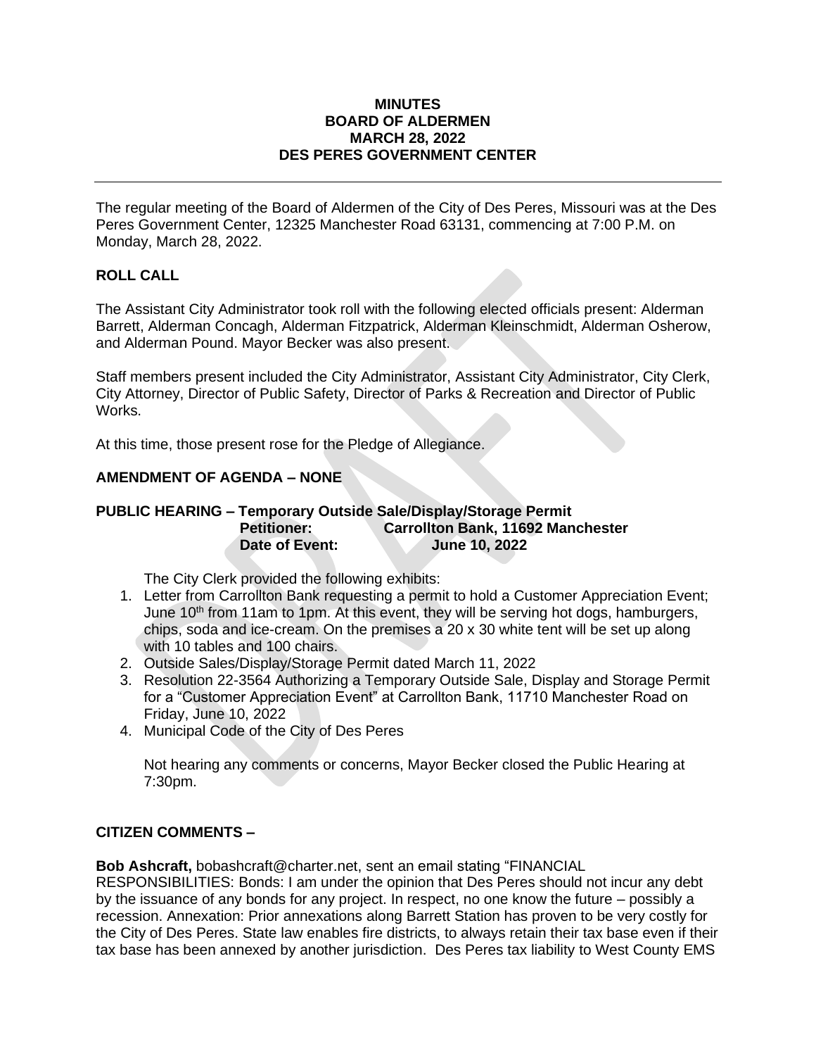**MINUTES**
**BOARD OF ALDERMEN**
**MARCH 28, 2022**
**DES PERES GOVERNMENT CENTER**

---

The regular meeting of the Board of Aldermen of the City of Des Peres, Missouri was at the Des Peres Government Center, 12325 Manchester Road 63131, commencing at 7:00 P.M. on Monday, March 28, 2022.

## ROLL CALL

The Assistant City Administrator took roll with the following elected officials present: Alderman Barrett, Alderman Concagh, Alderman Fitzpatrick, Alderman Kleinschmidt, Alderman Osherow, and Alderman Pound. Mayor Becker was also present.

Staff members present included the City Administrator, Assistant City Administrator, City Clerk, City Attorney, Director of Public Safety, Director of Parks & Recreation and Director of Public Works.

At this time, those present rose for the Pledge of Allegiance.

## AMENDMENT OF AGENDA – NONE

## PUBLIC HEARING – Temporary Outside Sale/Display/Storage Permit

**Petitioner:** **Carrollton Bank, 11692 Manchester**
**Date of Event:** **June 10, 2022**

The City Clerk provided the following exhibits:

1. Letter from Carrollton Bank requesting a permit to hold a Customer Appreciation Event; June 10th from 11am to 1pm. At this event, they will be serving hot dogs, hamburgers, chips, soda and ice-cream. On the premises a 20 x 30 white tent will be set up along with 10 tables and 100 chairs.
2. Outside Sales/Display/Storage Permit dated March 11, 2022
3. Resolution 22-3564 Authorizing a Temporary Outside Sale, Display and Storage Permit for a "Customer Appreciation Event" at Carrollton Bank, 11710 Manchester Road on Friday, June 10, 2022
4. Municipal Code of the City of Des Peres

Not hearing any comments or concerns, Mayor Becker closed the Public Hearing at 7:30pm.

## CITIZEN COMMENTS –

**Bob Ashcraft,** bobashcraft@charter.net, sent an email stating "FINANCIAL RESPONSIBILITIES: Bonds: I am under the opinion that Des Peres should not incur any debt by the issuance of any bonds for any project. In respect, no one know the future – possibly a recession. Annexation: Prior annexations along Barrett Station has proven to be very costly for the City of Des Peres. State law enables fire districts, to always retain their tax base even if their tax base has been annexed by another jurisdiction. Des Peres tax liability to West County EMS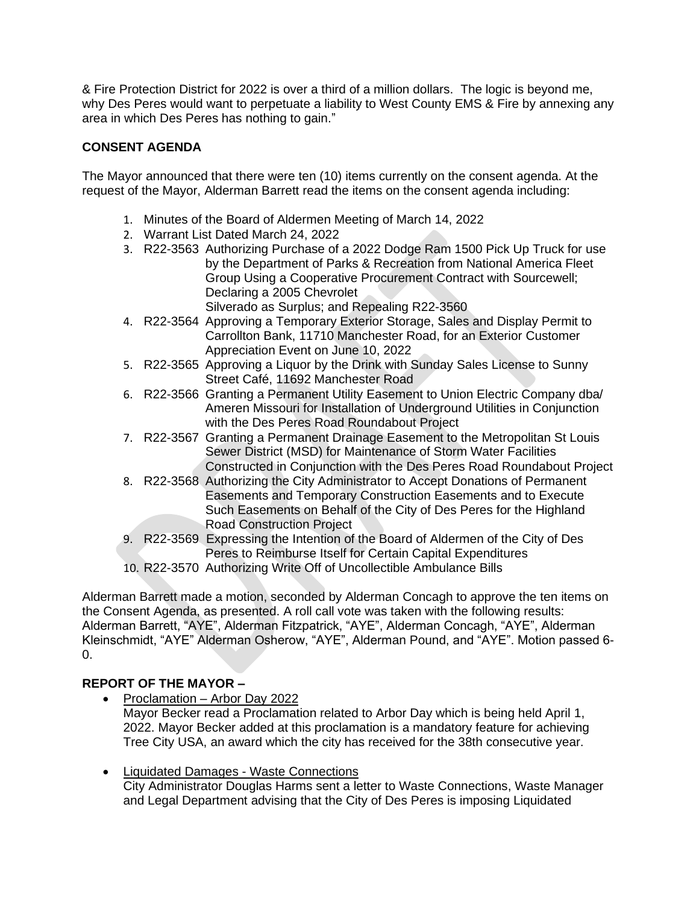& Fire Protection District for 2022 is over a third of a million dollars. The logic is beyond me, why Des Peres would want to perpetuate a liability to West County EMS & Fire by annexing any area in which Des Peres has nothing to gain."

**CONSENT AGENDA**

The Mayor announced that there were ten (10) items currently on the consent agenda. At the request of the Mayor, Alderman Barrett read the items on the consent agenda including:

1. Minutes of the Board of Aldermen Meeting of March 14, 2022
2. Warrant List Dated March 24, 2022
3. R22-3563 Authorizing Purchase of a 2022 Dodge Ram 1500 Pick Up Truck for use by the Department of Parks & Recreation from National America Fleet Group Using a Cooperative Procurement Contract with Sourcewell; Declaring a 2005 Chevrolet Silverado as Surplus; and Repealing R22-3560
4. R22-3564 Approving a Temporary Exterior Storage, Sales and Display Permit to Carrollton Bank, 11710 Manchester Road, for an Exterior Customer Appreciation Event on June 10, 2022
5. R22-3565 Approving a Liquor by the Drink with Sunday Sales License to Sunny Street Café, 11692 Manchester Road
6. R22-3566 Granting a Permanent Utility Easement to Union Electric Company dba/ Ameren Missouri for Installation of Underground Utilities in Conjunction with the Des Peres Road Roundabout Project
7. R22-3567 Granting a Permanent Drainage Easement to the Metropolitan St Louis Sewer District (MSD) for Maintenance of Storm Water Facilities Constructed in Conjunction with the Des Peres Road Roundabout Project
8. R22-3568 Authorizing the City Administrator to Accept Donations of Permanent Easements and Temporary Construction Easements and to Execute Such Easements on Behalf of the City of Des Peres for the Highland Road Construction Project
9. R22-3569 Expressing the Intention of the Board of Aldermen of the City of Des Peres to Reimburse Itself for Certain Capital Expenditures
10. R22-3570 Authorizing Write Off of Uncollectible Ambulance Bills

Alderman Barrett made a motion, seconded by Alderman Concagh to approve the ten items on the Consent Agenda, as presented. A roll call vote was taken with the following results: Alderman Barrett, "AYE", Alderman Fitzpatrick, "AYE", Alderman Concagh, "AYE", Alderman Kleinschmidt, "AYE" Alderman Osherow, "AYE", Alderman Pound, and "AYE". Motion passed 6-0.

**REPORT OF THE MAYOR –**

- Proclamation – Arbor Day 2022
  Mayor Becker read a Proclamation related to Arbor Day which is being held April 1, 2022. Mayor Becker added at this proclamation is a mandatory feature for achieving Tree City USA, an award which the city has received for the 38th consecutive year.

- Liquidated Damages - Waste Connections
  City Administrator Douglas Harms sent a letter to Waste Connections, Waste Manager and Legal Department advising that the City of Des Peres is imposing Liquidated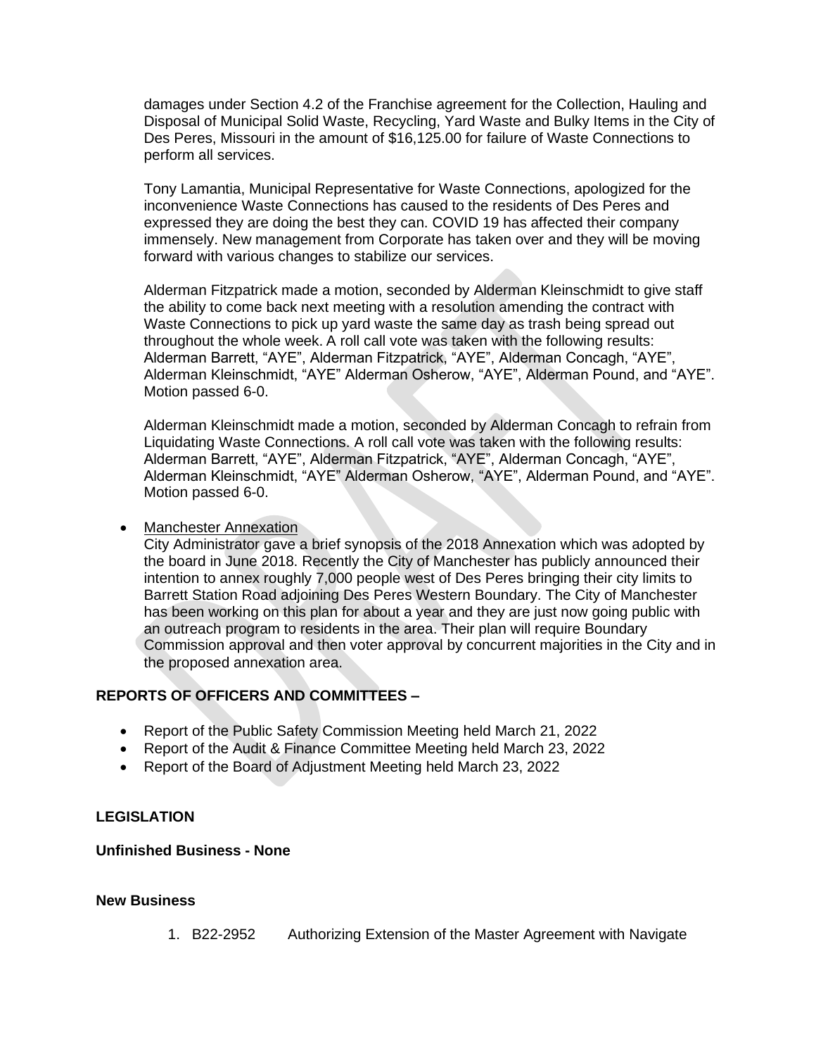damages under Section 4.2 of the Franchise agreement for the Collection, Hauling and Disposal of Municipal Solid Waste, Recycling, Yard Waste and Bulky Items in the City of Des Peres, Missouri in the amount of $16,125.00 for failure of Waste Connections to perform all services.

Tony Lamantia, Municipal Representative for Waste Connections, apologized for the inconvenience Waste Connections has caused to the residents of Des Peres and expressed they are doing the best they can. COVID 19 has affected their company immensely. New management from Corporate has taken over and they will be moving forward with various changes to stabilize our services.

Alderman Fitzpatrick made a motion, seconded by Alderman Kleinschmidt to give staff the ability to come back next meeting with a resolution amending the contract with Waste Connections to pick up yard waste the same day as trash being spread out throughout the whole week. A roll call vote was taken with the following results: Alderman Barrett, "AYE", Alderman Fitzpatrick, "AYE", Alderman Concagh, "AYE", Alderman Kleinschmidt, "AYE" Alderman Osherow, "AYE", Alderman Pound, and "AYE". Motion passed 6-0.

Alderman Kleinschmidt made a motion, seconded by Alderman Concagh to refrain from Liquidating Waste Connections. A roll call vote was taken with the following results: Alderman Barrett, "AYE", Alderman Fitzpatrick, "AYE", Alderman Concagh, "AYE", Alderman Kleinschmidt, "AYE" Alderman Osherow, "AYE", Alderman Pound, and "AYE". Motion passed 6-0.

- Manchester Annexation
  City Administrator gave a brief synopsis of the 2018 Annexation which was adopted by the board in June 2018. Recently the City of Manchester has publicly announced their intention to annex roughly 7,000 people west of Des Peres bringing their city limits to Barrett Station Road adjoining Des Peres Western Boundary. The City of Manchester has been working on this plan for about a year and they are just now going public with an outreach program to residents in the area. Their plan will require Boundary Commission approval and then voter approval by concurrent majorities in the City and in the proposed annexation area.

**REPORTS OF OFFICERS AND COMMITTEES –**

- Report of the Public Safety Commission Meeting held March 21, 2022
- Report of the Audit & Finance Committee Meeting held March 23, 2022
- Report of the Board of Adjustment Meeting held March 23, 2022

**LEGISLATION**

**Unfinished Business - None**

**New Business**

1. B22-2952 Authorizing Extension of the Master Agreement with Navigate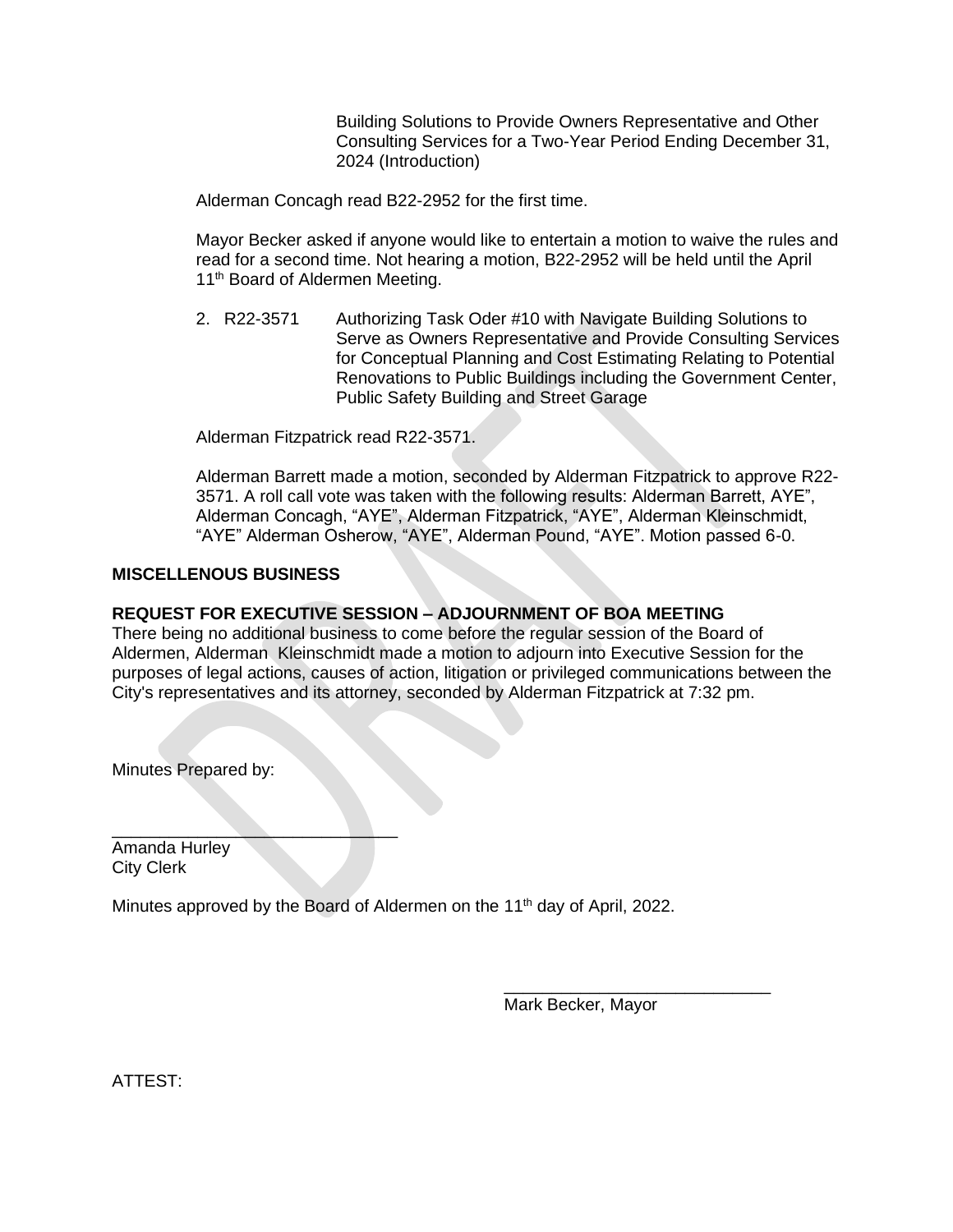Building Solutions to Provide Owners Representative and Other Consulting Services for a Two-Year Period Ending December 31, 2024 (Introduction)

Alderman Concagh read B22-2952 for the first time.

Mayor Becker asked if anyone would like to entertain a motion to waive the rules and read for a second time. Not hearing a motion, B22-2952 will be held until the April 11th Board of Aldermen Meeting.

2. R22-3571 Authorizing Task Oder #10 with Navigate Building Solutions to Serve as Owners Representative and Provide Consulting Services for Conceptual Planning and Cost Estimating Relating to Potential Renovations to Public Buildings including the Government Center, Public Safety Building and Street Garage

Alderman Fitzpatrick read R22-3571.

Alderman Barrett made a motion, seconded by Alderman Fitzpatrick to approve R22-3571. A roll call vote was taken with the following results: Alderman Barrett, AYE", Alderman Concagh, "AYE", Alderman Fitzpatrick, "AYE", Alderman Kleinschmidt, "AYE" Alderman Osherow, "AYE", Alderman Pound, "AYE". Motion passed 6-0.

**MISCELLENOUS BUSINESS**

**REQUEST FOR EXECUTIVE SESSION – ADJOURNMENT OF BOA MEETING**

There being no additional business to come before the regular session of the Board of Aldermen, Alderman Kleinschmidt made a motion to adjourn into Executive Session for the purposes of legal actions, causes of action, litigation or privileged communications between the City's representatives and its attorney, seconded by Alderman Fitzpatrick at 7:32 pm.

Minutes Prepared by:

_______________________________
Amanda Hurley
City Clerk

Minutes approved by the Board of Aldermen on the 11th day of April, 2022.

_____________________________
Mark Becker, Mayor

ATTEST: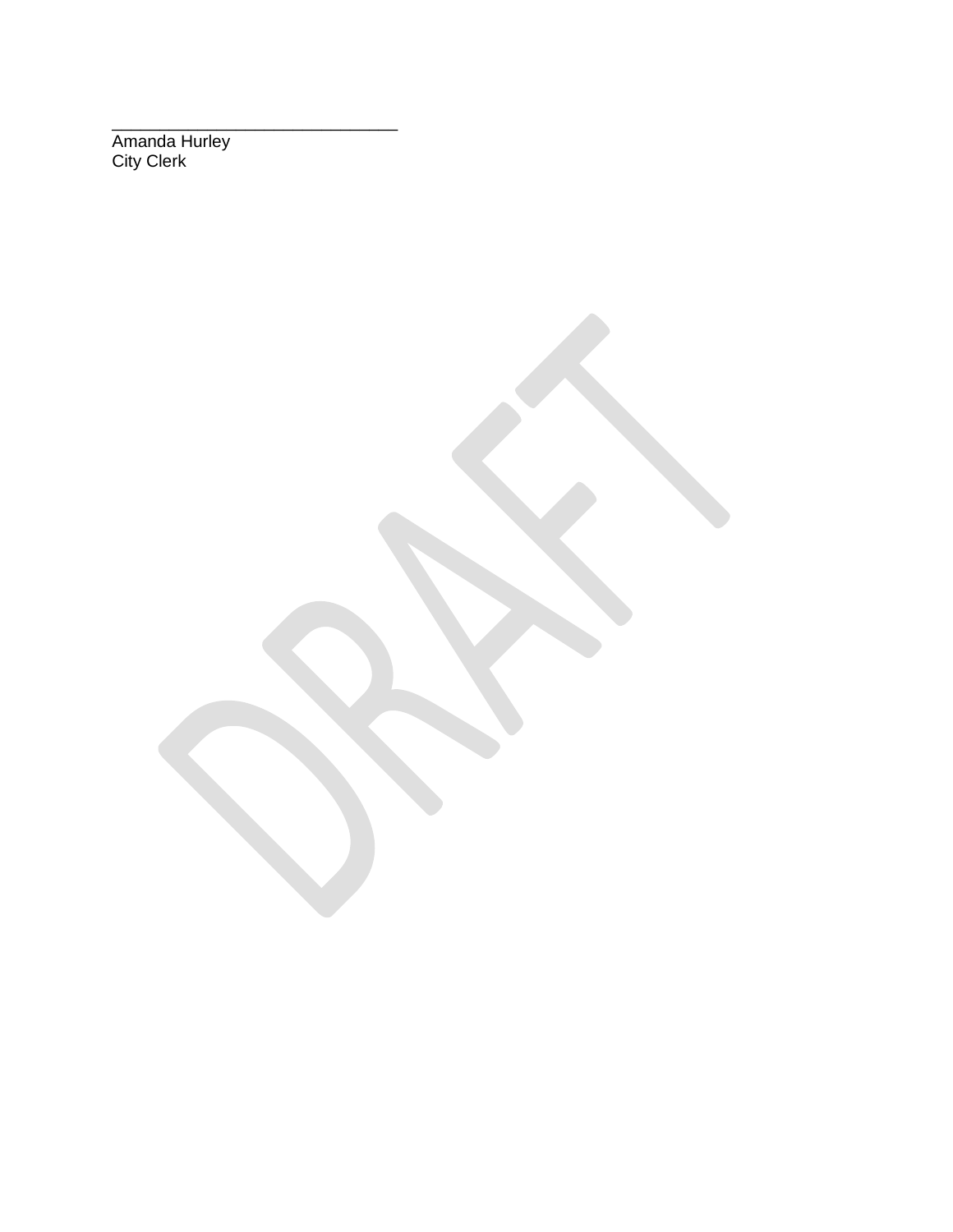\_\_\_\_\_\_\_\_\_\_\_\_\_\_\_\_\_\_\_\_\_\_\_\_\_\_\_\_\_\_

Amanda Hurley  
City Clerk

DRAFT